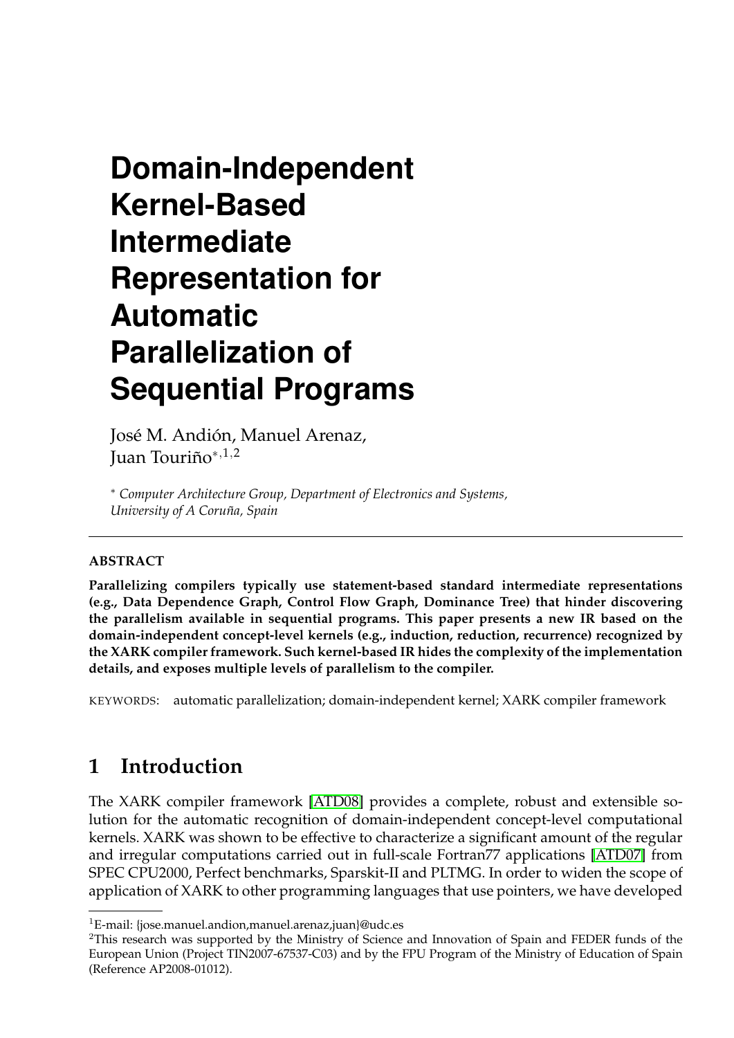# Domain-Independent Kernel-Based Intermediate Representation for Automatic Parallelization of Sequential Programs

José M. Andión, Manuel Arenaz, Juan Touriño[*,1,2]

[*] *Computer Architecture Group, Department of Electronics and Systems, University of A Coruña, Spain*

---

**ABSTRACT**

**Parallelizing compilers typically use statement-based standard intermediate representations (e.g., Data Dependence Graph, Control Flow Graph, Dominance Tree) that hinder discovering the parallelism available in sequential programs. This paper presents a new IR based on the domain-independent concept-level kernels (e.g., induction, reduction, recurrence) recognized by the XARK compiler framework. Such kernel-based IR hides the complexity of the implementation details, and exposes multiple levels of parallelism to the compiler.**

KEYWORDS: automatic parallelization; domain-independent kernel; XARK compiler framework

## 1 Introduction

The XARK compiler framework [ATD08] provides a complete, robust and extensible solution for the automatic recognition of domain-independent concept-level computational kernels. XARK was shown to be effective to characterize a significant amount of the regular and irregular computations carried out in full-scale Fortran77 applications [ATD07] from SPEC CPU2000, Perfect benchmarks, Sparskit-II and PLTMG. In order to widen the scope of application of XARK to other programming languages that use pointers, we have developed

---

[1]E-mail: {jose.manuel.andion,manuel.arenaz,juan}@udc.es

[2]This research was supported by the Ministry of Science and Innovation of Spain and FEDER funds of the European Union (Project TIN2007-67537-C03) and by the FPU Program of the Ministry of Education of Spain (Reference AP2008-01012).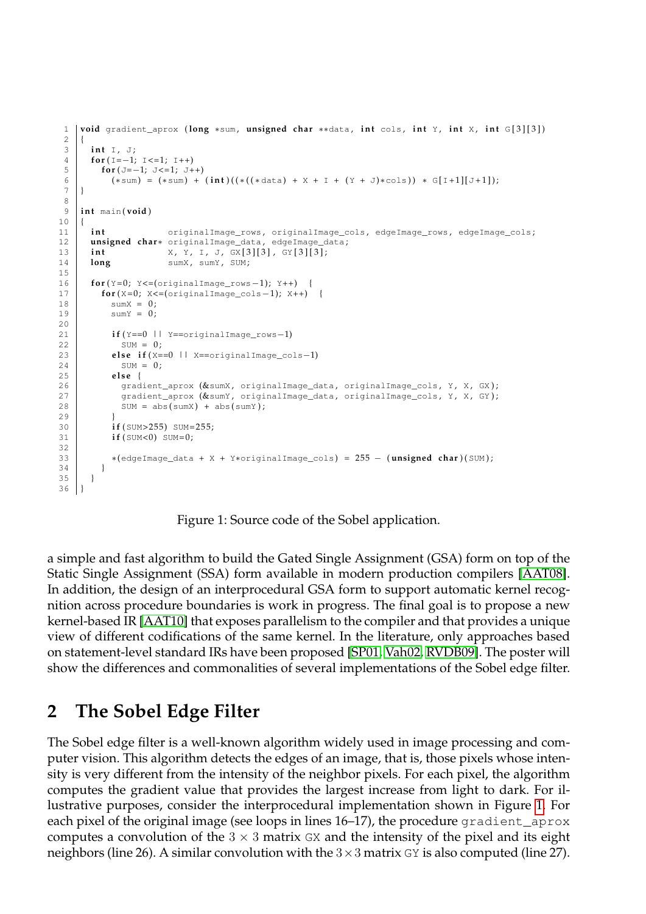```c
void gradient_aprox (long *sum, unsigned char **data, int cols, int Y, int X, int G[3][3])
{
  int I, J;
  for(I=-1; I<=1; I++)
    for(J=-1; J<=1; J++)
      (*sum) = (*sum) + (int)((*((*data) + X + I + (Y + J)*cols)) * G[I+1][J+1]);
}

int main(void)
{
  int           originalImage_rows, originalImage_cols, edgeImage_rows, edgeImage_cols;
  unsigned char* originalImage_data, edgeImage_data;
  int           X, Y, I, J, GX[3][3], GY[3][3];
  long          sumX, sumY, SUM;

  for(Y=0; Y<=(originalImage_rows-1); Y++)  {
    for(X=0; X<=(originalImage_cols-1); X++)  {
      sumX = 0;
      sumY = 0;

      if(Y==0 || Y==originalImage_rows-1)
        SUM = 0;
      else if(X==0 || X==originalImage_cols-1)
        SUM = 0;
      else {
        gradient_aprox (&sumX, originalImage_data, originalImage_cols, Y, X, GX);
        gradient_aprox (&sumY, originalImage_data, originalImage_cols, Y, X, GY);
        SUM = abs(sumX) + abs(sumY);
      }
      if(SUM>255) SUM=255;
      if(SUM<0) SUM=0;

      *(edgeImage_data + X + Y*originalImage_cols) = 255 - (unsigned char)(SUM);
    }
  }
}
```

Figure 1: Source code of the Sobel application.

a simple and fast algorithm to build the Gated Single Assignment (GSA) form on top of the Static Single Assignment (SSA) form available in modern production compilers [AAT08]. In addition, the design of an interprocedural GSA form to support automatic kernel recognition across procedure boundaries is work in progress. The final goal is to propose a new kernel-based IR [AAT10] that exposes parallelism to the compiler and that provides a unique view of different codifications of the same kernel. In the literature, only approaches based on statement-level standard IRs have been proposed [SP01, Vah02, RVDB09]. The poster will show the differences and commonalities of several implementations of the Sobel edge filter.

## 2 The Sobel Edge Filter

The Sobel edge filter is a well-known algorithm widely used in image processing and computer vision. This algorithm detects the edges of an image, that is, those pixels whose intensity is very different from the intensity of the neighbor pixels. For each pixel, the algorithm computes the gradient value that provides the largest increase from light to dark. For illustrative purposes, consider the interprocedural implementation shown in Figure 1. For each pixel of the original image (see loops in lines 16–17), the procedure `gradient_aprox` computes a convolution of the $3 \times 3$ matrix `GX` and the intensity of the pixel and its eight neighbors (line 26). A similar convolution with the $3 \times 3$ matrix `GY` is also computed (line 27).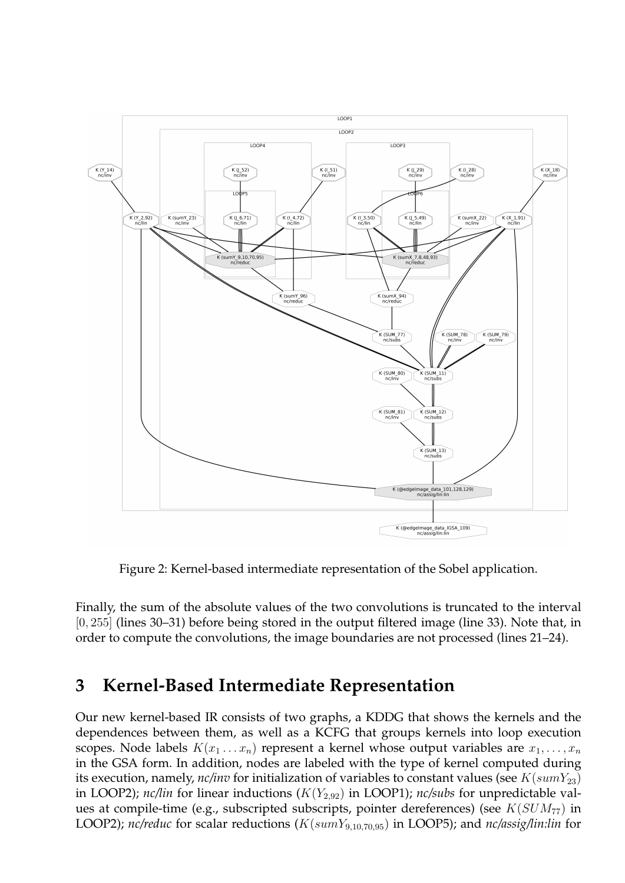Figure 2: Kernel-based intermediate representation of the Sobel application.

Finally, the sum of the absolute values of the two convolutions is truncated to the interval $[0, 255]$ (lines 30–31) before being stored in the output filtered image (line 33). Note that, in order to compute the convolutions, the image boundaries are not processed (lines 21–24).

## 3 Kernel-Based Intermediate Representation

Our new kernel-based IR consists of two graphs, a KDDG that shows the kernels and the dependences between them, as well as a KCFG that groups kernels into loop execution scopes. Node labels $K(x_1 \ldots x_n)$ represent a kernel whose output variables are $x_1, \ldots, x_n$ in the GSA form. In addition, nodes are labeled with the type of kernel computed during its execution, namely, *nc/inv* for initialization of variables to constant values (see $K(sumY_{23})$ in LOOP2); *nc/lin* for linear inductions ($K(Y_{2,92})$ in LOOP1); *nc/subs* for unpredictable values at compile-time (e.g., subscripted subscripts, pointer dereferences) (see $K(SUM_{77})$ in LOOP2); *nc/reduc* for scalar reductions ($K(sumY_{9,10,70,95})$ in LOOP5); and *nc/assig/lin:lin* for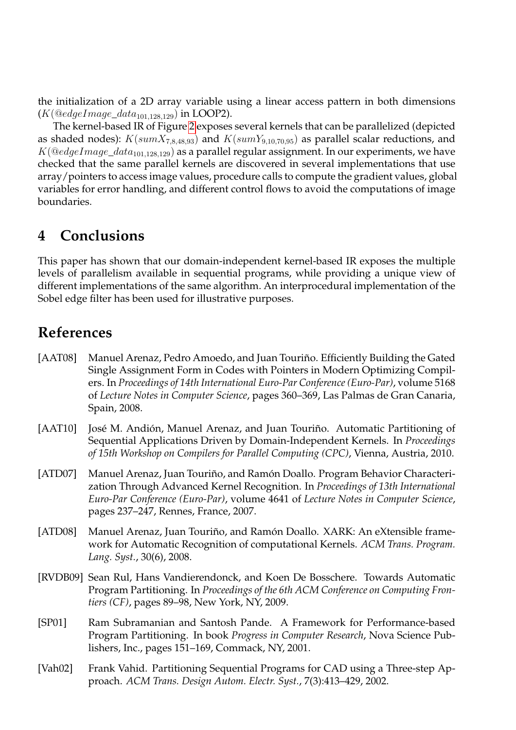the initialization of a 2D array variable using a linear access pattern in both dimensions ($K(@edgeImage\_data_{101,128,129})$ in LOOP2).

The kernel-based IR of Figure 2 exposes several kernels that can be parallelized (depicted as shaded nodes): $K(sumX_{7,8,48,93})$ and $K(sumY_{9,10,70,95})$ as parallel scalar reductions, and $K(@edgeImage\_data_{101,128,129})$ as a parallel regular assignment. In our experiments, we have checked that the same parallel kernels are discovered in several implementations that use array/pointers to access image values, procedure calls to compute the gradient values, global variables for error handling, and different control flows to avoid the computations of image boundaries.

# 4 Conclusions

This paper has shown that our domain-independent kernel-based IR exposes the multiple levels of parallelism available in sequential programs, while providing a unique view of different implementations of the same algorithm. An interprocedural implementation of the Sobel edge filter has been used for illustrative purposes.

# References

[AAT08] Manuel Arenaz, Pedro Amoedo, and Juan Touriño. Efficiently Building the Gated Single Assignment Form in Codes with Pointers in Modern Optimizing Compilers. In *Proceedings of 14th International Euro-Par Conference (Euro-Par)*, volume 5168 of *Lecture Notes in Computer Science*, pages 360–369, Las Palmas de Gran Canaria, Spain, 2008.

[AAT10] José M. Andión, Manuel Arenaz, and Juan Touriño. Automatic Partitioning of Sequential Applications Driven by Domain-Independent Kernels. In *Proceedings of 15th Workshop on Compilers for Parallel Computing (CPC)*, Vienna, Austria, 2010.

[ATD07] Manuel Arenaz, Juan Touriño, and Ramón Doallo. Program Behavior Characterization Through Advanced Kernel Recognition. In *Proceedings of 13th International Euro-Par Conference (Euro-Par)*, volume 4641 of *Lecture Notes in Computer Science*, pages 237–247, Rennes, France, 2007.

[ATD08] Manuel Arenaz, Juan Touriño, and Ramón Doallo. XARK: An eXtensible framework for Automatic Recognition of computational Kernels. *ACM Trans. Program. Lang. Syst.*, 30(6), 2008.

[RVDB09] Sean Rul, Hans Vandierendonck, and Koen De Bosschere. Towards Automatic Program Partitioning. In *Proceedings of the 6th ACM Conference on Computing Frontiers (CF)*, pages 89–98, New York, NY, 2009.

[SP01] Ram Subramanian and Santosh Pande. A Framework for Performance-based Program Partitioning. In book *Progress in Computer Research*, Nova Science Publishers, Inc., pages 151–169, Commack, NY, 2001.

[Vah02] Frank Vahid. Partitioning Sequential Programs for CAD using a Three-step Approach. *ACM Trans. Design Autom. Electr. Syst.*, 7(3):413–429, 2002.